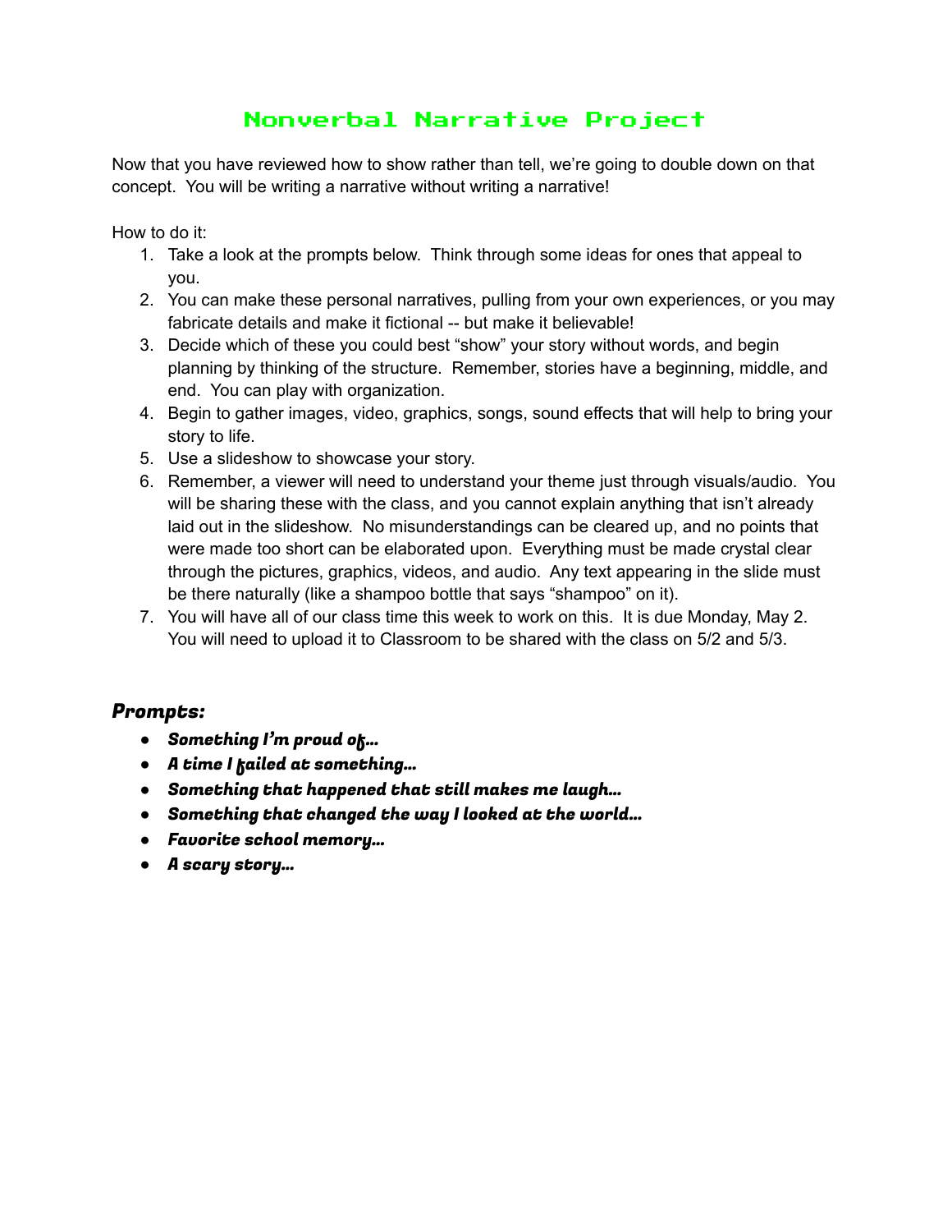# Nonverbal Narrative Project

Now that you have reviewed how to show rather than tell, we're going to double down on that concept. You will be writing a narrative without writing a narrative!

How to do it:

1. Take a look at the prompts below. Think through some ideas for ones that appeal to you.
2. You can make these personal narratives, pulling from your own experiences, or you may fabricate details and make it fictional -- but make it believable!
3. Decide which of these you could best "show" your story without words, and begin planning by thinking of the structure. Remember, stories have a beginning, middle, and end. You can play with organization.
4. Begin to gather images, video, graphics, songs, sound effects that will help to bring your story to life.
5. Use a slideshow to showcase your story.
6. Remember, a viewer will need to understand your theme just through visuals/audio. You will be sharing these with the class, and you cannot explain anything that isn't already laid out in the slideshow. No misunderstandings can be cleared up, and no points that were made too short can be elaborated upon. Everything must be made crystal clear through the pictures, graphics, videos, and audio. Any text appearing in the slide must be there naturally (like a shampoo bottle that says "shampoo" on it).
7. You will have all of our class time this week to work on this. It is due Monday, May 2. You will need to upload it to Classroom to be shared with the class on 5/2 and 5/3.

### *Prompts:*

- ***Something I'm proud of…***
- ***A time I failed at something…***
- ***Something that happened that still makes me laugh…***
- ***Something that changed the way I looked at the world…***
- ***Favorite school memory…***
- ***A scary story…***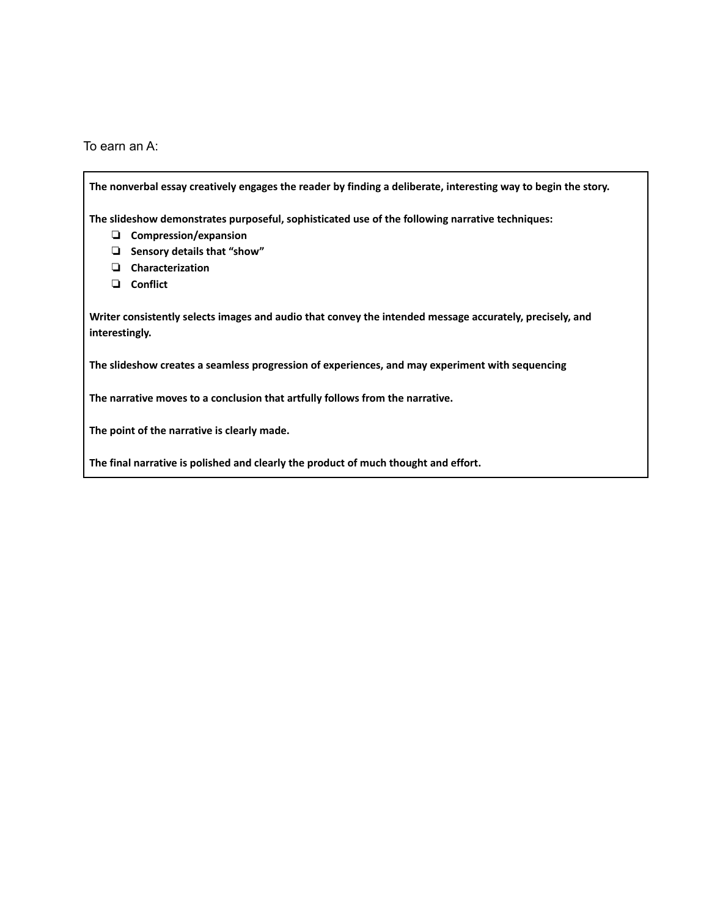To earn an A:

**The nonverbal essay creatively engages the reader by finding a deliberate, interesting way to begin the story.**

**The slideshow demonstrates purposeful, sophisticated use of the following narrative techniques:**

- **Compression/expansion**
- **Sensory details that "show"**
- **Characterization**
- **Conflict**

**Writer consistently selects images and audio that convey the intended message accurately, precisely, and interestingly.**

**The slideshow creates a seamless progression of experiences, and may experiment with sequencing**

**The narrative moves to a conclusion that artfully follows from the narrative.**

**The point of the narrative is clearly made.**

**The final narrative is polished and clearly the product of much thought and effort.**